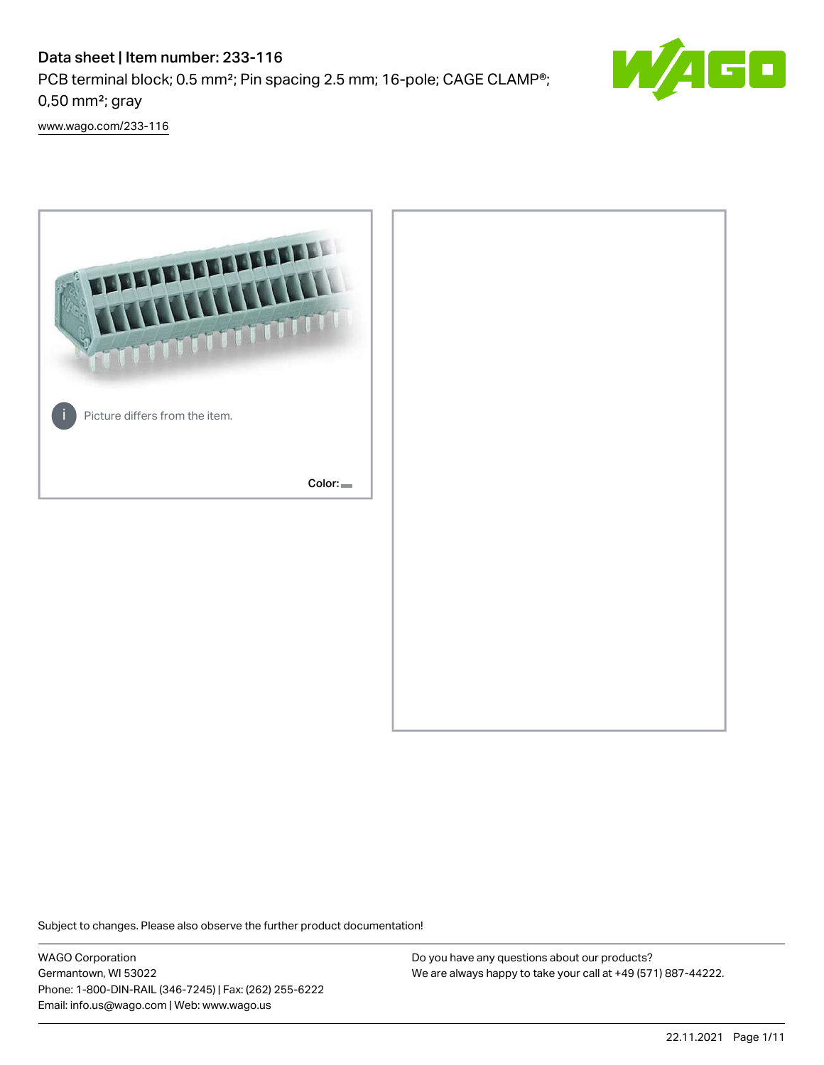# Data sheet | Item number: 233-116

PCB terminal block; 0.5 mm²; Pin spacing 2.5 mm; 16-pole; CAGE CLAMP®; 0,50 mm²; gray

www.wago.com/233-116

Picture differs from the item.

Color:

Subject to changes. Please also observe the further product documentation!

WAGO Corporation
Germantown, WI 53022
Phone: 1-800-DIN-RAIL (346-7245) | Fax: (262) 255-6222
Email: info.us@wago.com | Web: www.wago.us

Do you have any questions about our products?
We are always happy to take your call at +49 (571) 887-44222.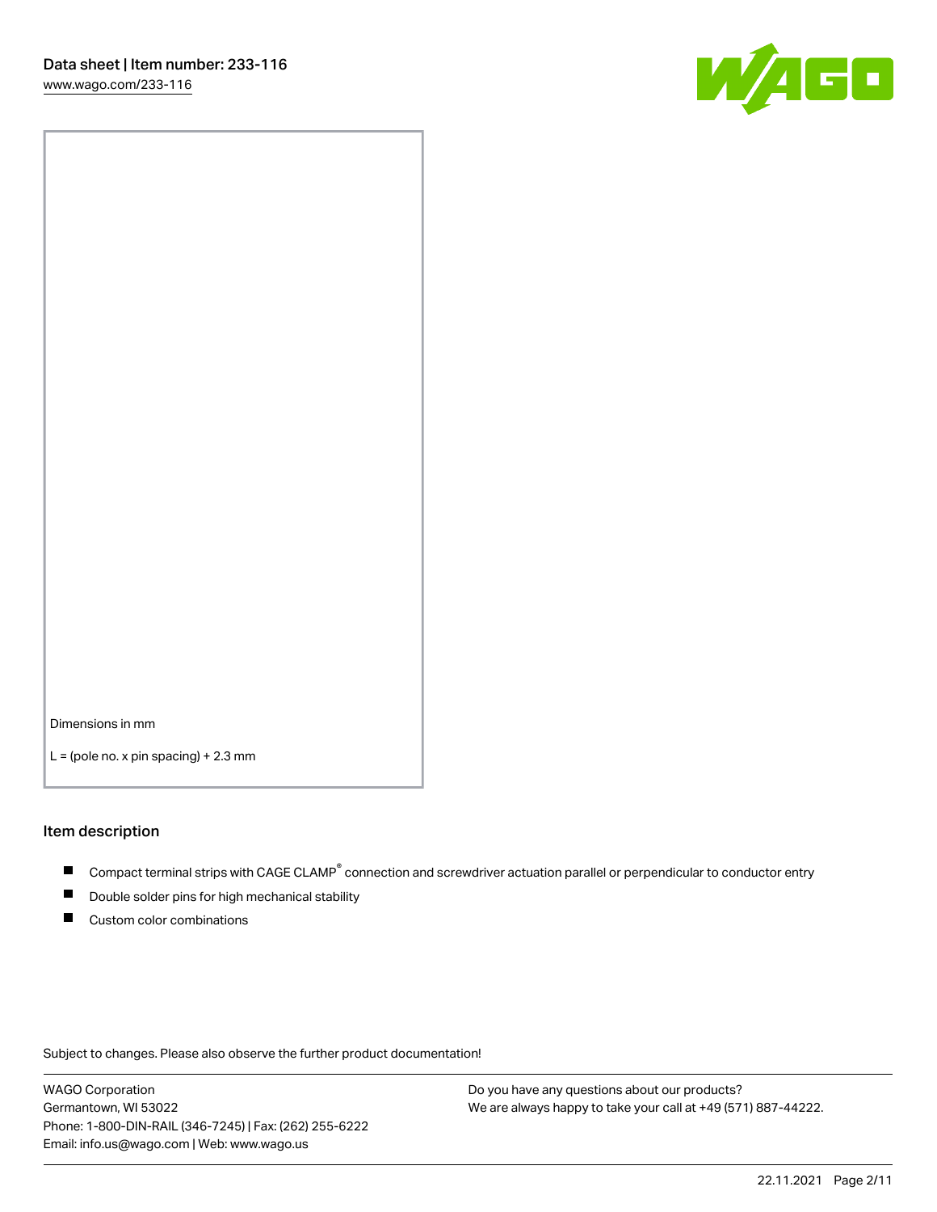Dimensions in mm

L = (pole no. x pin spacing) + 2.3 mm

## Item description

- Compact terminal strips with CAGE CLAMP® connection and screwdriver actuation parallel or perpendicular to conductor entry
- Double solder pins for high mechanical stability
- Custom color combinations

Subject to changes. Please also observe the further product documentation!

WAGO Corporation
Germantown, WI 53022
Phone: 1-800-DIN-RAIL (346-7245) | Fax: (262) 255-6222
Email: info.us@wago.com | Web: www.wago.us

Do you have any questions about our products?
We are always happy to take your call at +49 (571) 887-44222.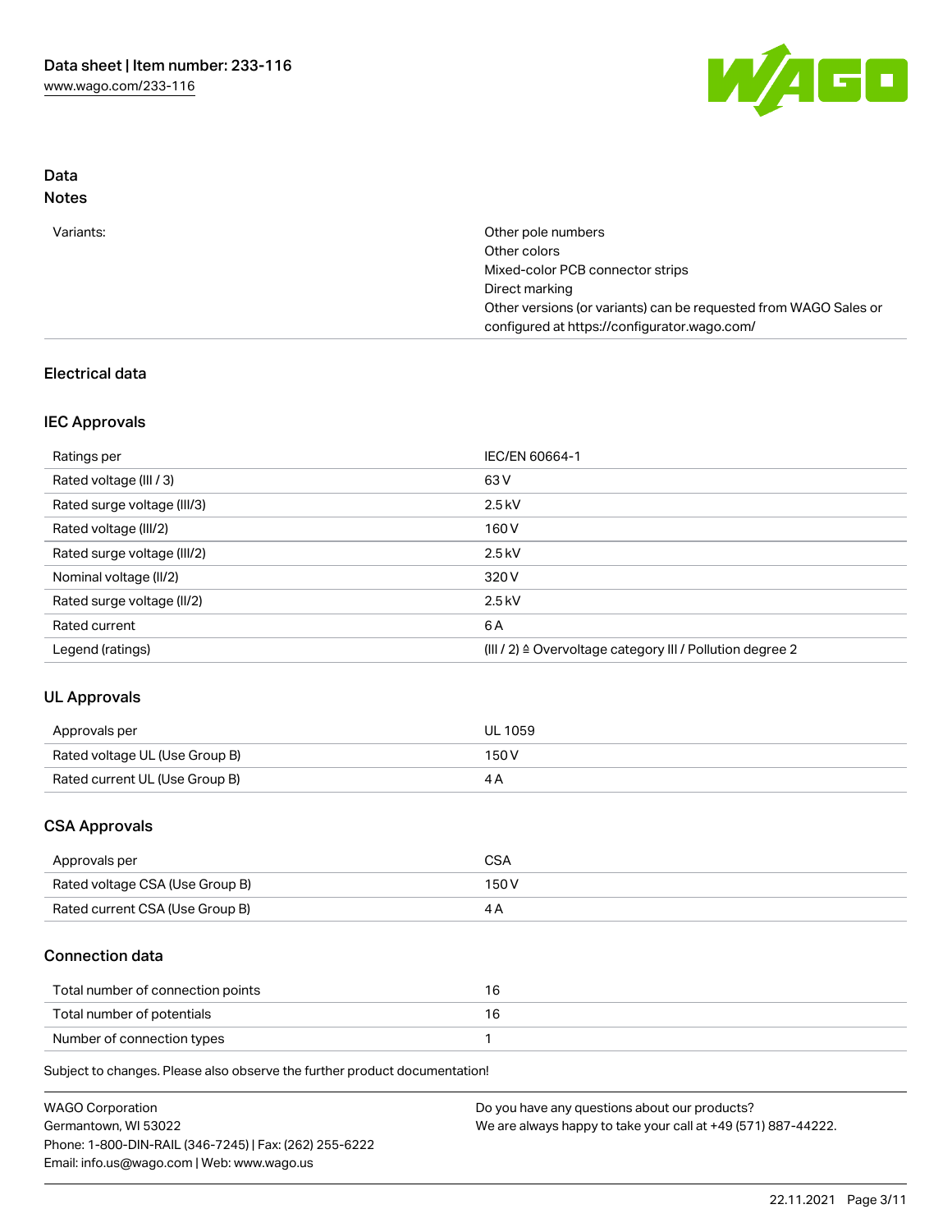## Data
### Notes

| | |
|---|---|
| Variants: | Other pole numbers<br>Other colors<br>Mixed-color PCB connector strips<br>Direct marking<br>Other versions (or variants) can be requested from WAGO Sales or configured at https://configurator.wago.com/ |

### Electrical data

#### IEC Approvals

| | |
|---|---|
| Ratings per | IEC/EN 60664-1 |
| Rated voltage (III / 3) | 63 V |
| Rated surge voltage (III/3) | 2.5 kV |
| Rated voltage (III/2) | 160 V |
| Rated surge voltage (III/2) | 2.5 kV |
| Nominal voltage (II/2) | 320 V |
| Rated surge voltage (II/2) | 2.5 kV |
| Rated current | 6 A |
| Legend (ratings) | (III / 2) ≙ Overvoltage category III / Pollution degree 2 |

#### UL Approvals

| | |
|---|---|
| Approvals per | UL 1059 |
| Rated voltage UL (Use Group B) | 150 V |
| Rated current UL (Use Group B) | 4 A |

#### CSA Approvals

| | |
|---|---|
| Approvals per | CSA |
| Rated voltage CSA (Use Group B) | 150 V |
| Rated current CSA (Use Group B) | 4 A |

### Connection data

| | |
|---|---|
| Total number of connection points | 16 |
| Total number of potentials | 16 |
| Number of connection types | 1 |

Subject to changes. Please also observe the further product documentation!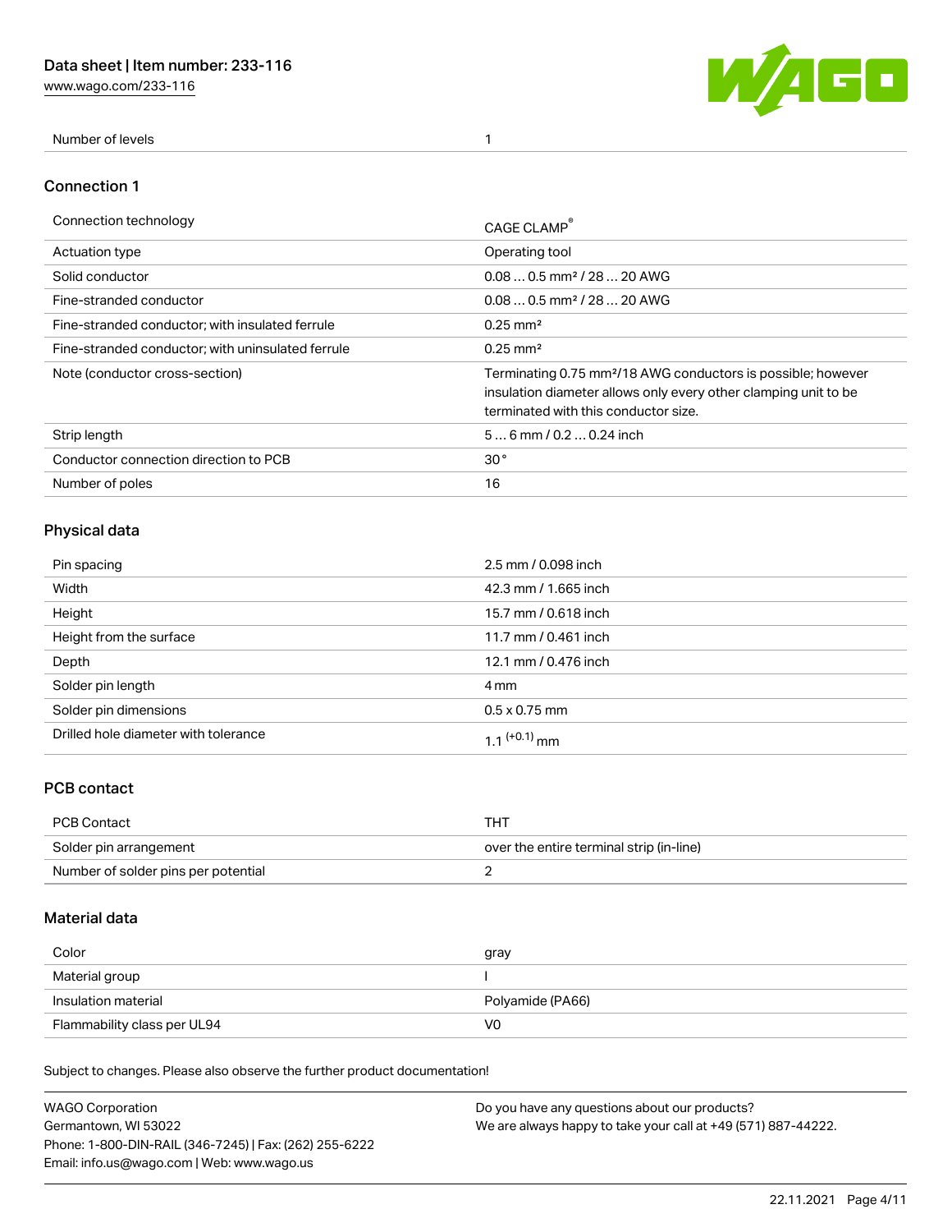| Number of levels | 1 |
| --- | --- |

## Connection 1

| Connection technology | CAGE CLAMP® |
| --- | --- |
| Actuation type | Operating tool |
| Solid conductor | 0.08 … 0.5 mm² / 28 … 20 AWG |
| Fine-stranded conductor | 0.08 … 0.5 mm² / 28 … 20 AWG |
| Fine-stranded conductor; with insulated ferrule | 0.25 mm² |
| Fine-stranded conductor; with uninsulated ferrule | 0.25 mm² |
| Note (conductor cross-section) | Terminating 0.75 mm²/18 AWG conductors is possible; however insulation diameter allows only every other clamping unit to be terminated with this conductor size. |
| Strip length | 5 … 6 mm / 0.2 … 0.24 inch |
| Conductor connection direction to PCB | 30° |
| Number of poles | 16 |

## Physical data

| Pin spacing | 2.5 mm / 0.098 inch |
| --- | --- |
| Width | 42.3 mm / 1.665 inch |
| Height | 15.7 mm / 0.618 inch |
| Height from the surface | 11.7 mm / 0.461 inch |
| Depth | 12.1 mm / 0.476 inch |
| Solder pin length | 4 mm |
| Solder pin dimensions | 0.5 x 0.75 mm |
| Drilled hole diameter with tolerance | $1.1^{(+0.1)}$ mm |

## PCB contact

| PCB Contact | THT |
| --- | --- |
| Solder pin arrangement | over the entire terminal strip (in-line) |
| Number of solder pins per potential | 2 |

## Material data

| Color | gray |
| --- | --- |
| Material group | I |
| Insulation material | Polyamide (PA66) |
| Flammability class per UL94 | V0 |

Subject to changes. Please also observe the further product documentation!

WAGO Corporation
Germantown, WI 53022
Phone: 1-800-DIN-RAIL (346-7245) | Fax: (262) 255-6222
Email: info.us@wago.com | Web: www.wago.us

Do you have any questions about our products?
We are always happy to take your call at +49 (571) 887-44222.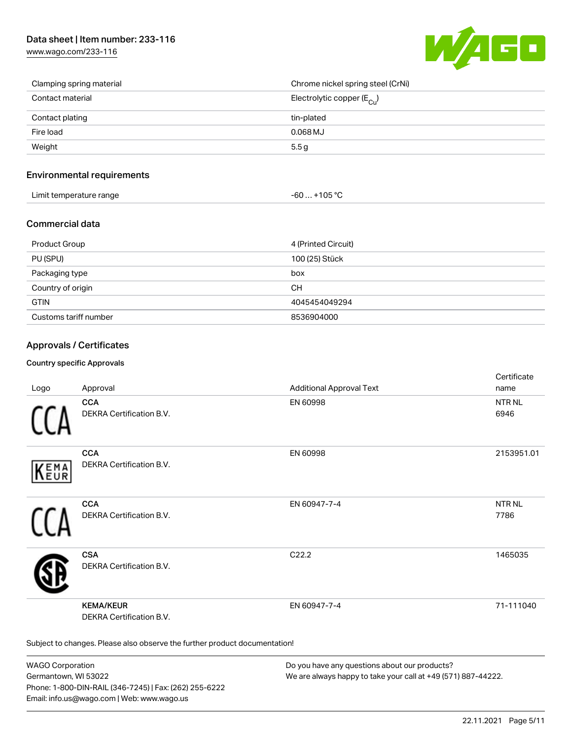| | |
|---|---|
| Clamping spring material | Chrome nickel spring steel (CrNi) |
| Contact material | Electrolytic copper ($E_{Cu}$) |
| Contact plating | tin-plated |
| Fire load | 0.068 MJ |
| Weight | 5.5 g |

## Environmental requirements

| | |
|---|---|
| Limit temperature range | -60 … +105 °C |

## Commercial data

| | |
|---|---|
| Product Group | 4 (Printed Circuit) |
| PU (SPU) | 100 (25) Stück |
| Packaging type | box |
| Country of origin | CH |
| GTIN | 4045454049294 |
| Customs tariff number | 8536904000 |

## Approvals / Certificates

### Country specific Approvals

| Logo | Approval | Additional Approval Text | Certificate name |
|---|---|---|---|
| | **CCA**<br>DEKRA Certification B.V. | EN 60998 | NTR NL 6946 |
| | **CCA**<br>DEKRA Certification B.V. | EN 60998 | 2153951.01 |
| | **CCA**<br>DEKRA Certification B.V. | EN 60947-7-4 | NTR NL 7786 |
| | **CSA**<br>DEKRA Certification B.V. | C22.2 | 1465035 |
| | **KEMA/KEUR**<br>DEKRA Certification B.V. | EN 60947-7-4 | 71-111040 |

Subject to changes. Please also observe the further product documentation!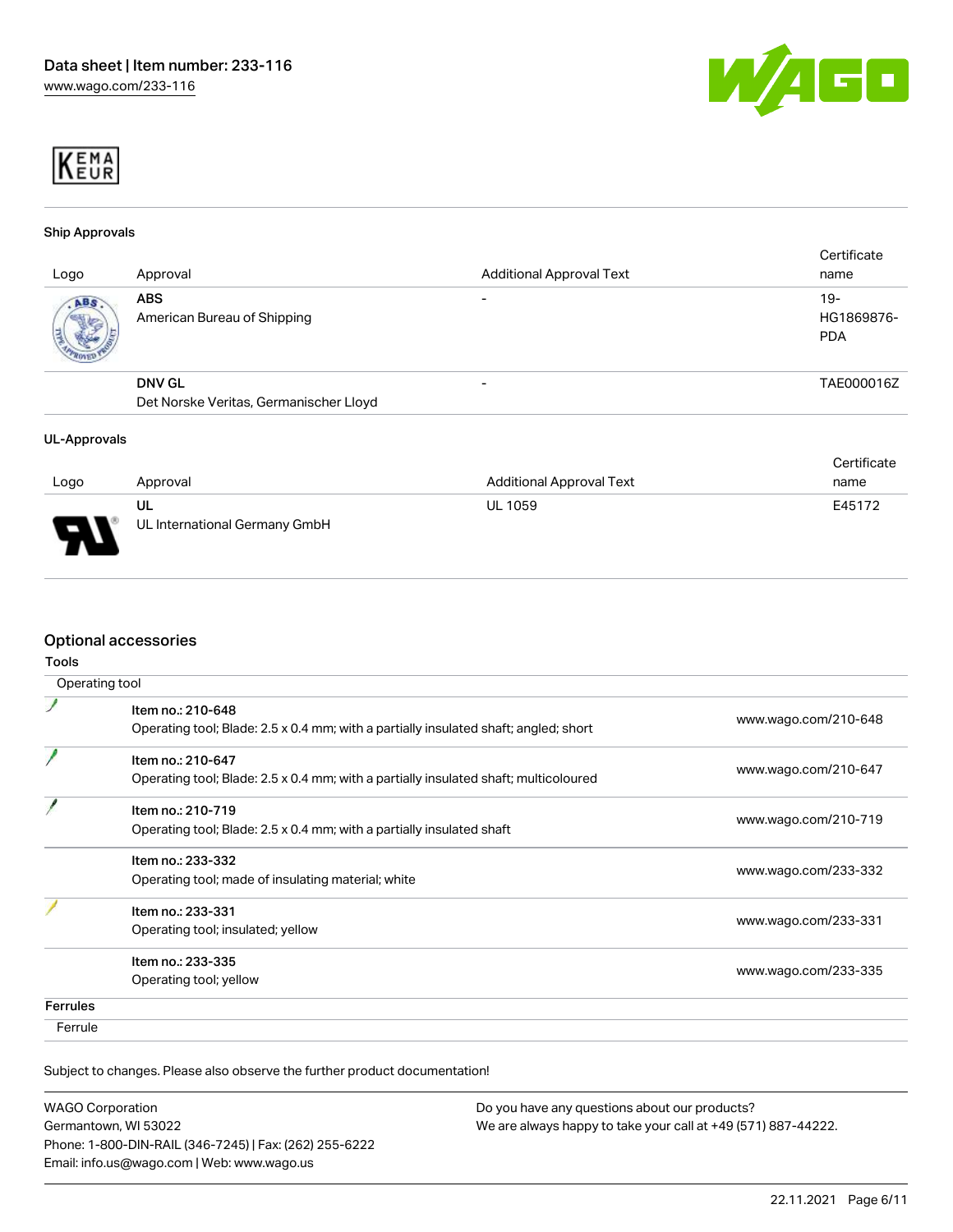## Ship Approvals

| Logo | Approval | Additional Approval Text | Certificate name |
|---|---|---|---|
| | **ABS**<br>American Bureau of Shipping | - | 19-HG1869876-PDA |
| | **DNV GL**<br>Det Norske Veritas, Germanischer Lloyd | - | TAE000016Z |

## UL-Approvals

| Logo | Approval | Additional Approval Text | Certificate name |
|---|---|---|---|
| | **UL**<br>UL International Germany GmbH | UL 1059 | E45172 |

## Optional accessories

### Tools

| Operating tool | | |
|---|---|---|
| | Item no.: 210-648<br>Operating tool; Blade: 2.5 x 0.4 mm; with a partially insulated shaft; angled; short | www.wago.com/210-648 |
| | Item no.: 210-647<br>Operating tool; Blade: 2.5 x 0.4 mm; with a partially insulated shaft; multicoloured | www.wago.com/210-647 |
| | Item no.: 210-719<br>Operating tool; Blade: 2.5 x 0.4 mm; with a partially insulated shaft | www.wago.com/210-719 |
| | Item no.: 233-332<br>Operating tool; made of insulating material; white | www.wago.com/233-332 |
| | Item no.: 233-331<br>Operating tool; insulated; yellow | www.wago.com/233-331 |
| | Item no.: 233-335<br>Operating tool; yellow | www.wago.com/233-335 |

### Ferrules

Ferrule

Subject to changes. Please also observe the further product documentation!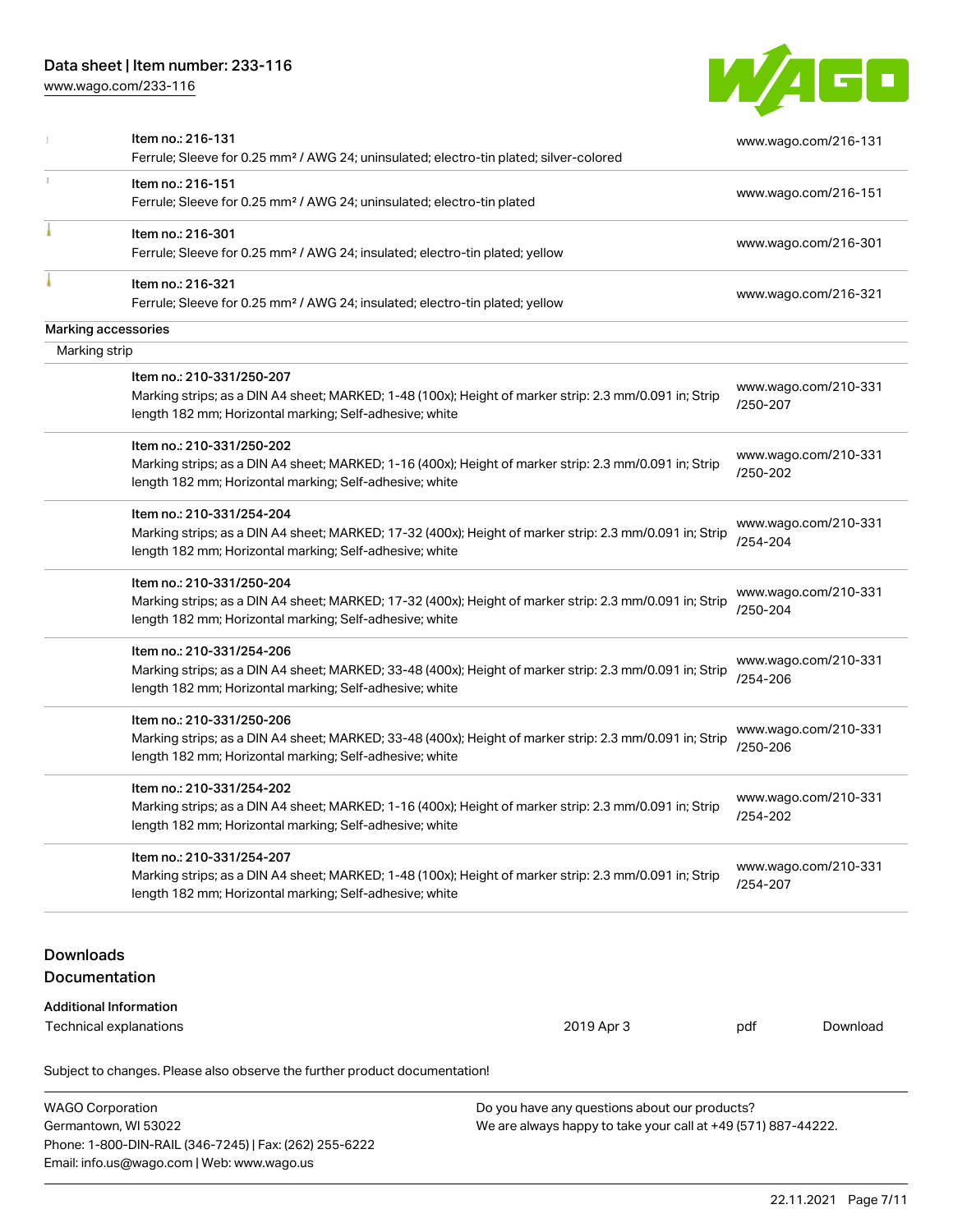| | | |
|---|---|---|
| | Item no.: 216-131<br>Ferrule; Sleeve for 0.25 mm² / AWG 24; uninsulated; electro-tin plated; silver-colored | www.wago.com/216-131 |
| | Item no.: 216-151<br>Ferrule; Sleeve for 0.25 mm² / AWG 24; uninsulated; electro-tin plated | www.wago.com/216-151 |
| | Item no.: 216-301<br>Ferrule; Sleeve for 0.25 mm² / AWG 24; insulated; electro-tin plated; yellow | www.wago.com/216-301 |
| | Item no.: 216-321<br>Ferrule; Sleeve for 0.25 mm² / AWG 24; insulated; electro-tin plated; yellow | www.wago.com/216-321 |

Marking accessories

Marking strip

| | | |
|---|---|---|
| | Item no.: 210-331/250-207<br>Marking strips; as a DIN A4 sheet; MARKED; 1-48 (100x); Height of marker strip: 2.3 mm/0.091 in; Strip length 182 mm; Horizontal marking; Self-adhesive; white | www.wago.com/210-331/250-207 |
| | Item no.: 210-331/250-202<br>Marking strips; as a DIN A4 sheet; MARKED; 1-16 (400x); Height of marker strip: 2.3 mm/0.091 in; Strip length 182 mm; Horizontal marking; Self-adhesive; white | www.wago.com/210-331/250-202 |
| | Item no.: 210-331/254-204<br>Marking strips; as a DIN A4 sheet; MARKED; 17-32 (400x); Height of marker strip: 2.3 mm/0.091 in; Strip length 182 mm; Horizontal marking; Self-adhesive; white | www.wago.com/210-331/254-204 |
| | Item no.: 210-331/250-204<br>Marking strips; as a DIN A4 sheet; MARKED; 17-32 (400x); Height of marker strip: 2.3 mm/0.091 in; Strip length 182 mm; Horizontal marking; Self-adhesive; white | www.wago.com/210-331/250-204 |
| | Item no.: 210-331/254-206<br>Marking strips; as a DIN A4 sheet; MARKED; 33-48 (400x); Height of marker strip: 2.3 mm/0.091 in; Strip length 182 mm; Horizontal marking; Self-adhesive; white | www.wago.com/210-331/254-206 |
| | Item no.: 210-331/250-206<br>Marking strips; as a DIN A4 sheet; MARKED; 33-48 (400x); Height of marker strip: 2.3 mm/0.091 in; Strip length 182 mm; Horizontal marking; Self-adhesive; white | www.wago.com/210-331/250-206 |
| | Item no.: 210-331/254-202<br>Marking strips; as a DIN A4 sheet; MARKED; 1-16 (400x); Height of marker strip: 2.3 mm/0.091 in; Strip length 182 mm; Horizontal marking; Self-adhesive; white | www.wago.com/210-331/254-202 |
| | Item no.: 210-331/254-207<br>Marking strips; as a DIN A4 sheet; MARKED; 1-48 (100x); Height of marker strip: 2.3 mm/0.091 in; Strip length 182 mm; Horizontal marking; Self-adhesive; white | www.wago.com/210-331/254-207 |

## Downloads

### Documentation

**Additional Information**

| | | | |
|---|---|---|---|
| Technical explanations | 2019 Apr 3 | pdf | Download |

Subject to changes. Please also observe the further product documentation!

WAGO Corporation
Germantown, WI 53022
Phone: 1-800-DIN-RAIL (346-7245) | Fax: (262) 255-6222
Email: info.us@wago.com | Web: www.wago.us

Do you have any questions about our products?
We are always happy to take your call at +49 (571) 887-44222.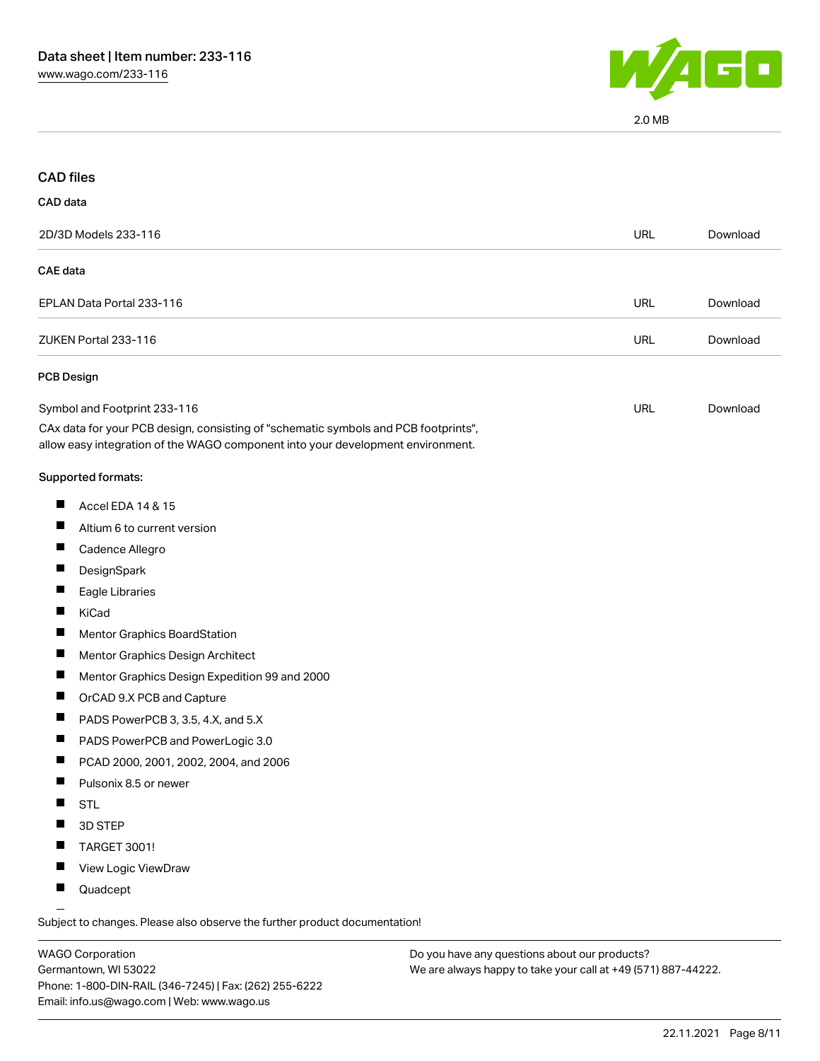2.0 MB

## CAD files

### CAD data

| | | |
|---|---|---|
| 2D/3D Models 233-116 | URL | Download |

### CAE data

| | | |
|---|---|---|
| EPLAN Data Portal 233-116 | URL | Download |
| ZUKEN Portal 233-116 | URL | Download |

### PCB Design

| | | |
|---|---|---|
| Symbol and Footprint 233-116 | URL | Download |

CAx data for your PCB design, consisting of "schematic symbols and PCB footprints", allow easy integration of the WAGO component into your development environment.

Supported formats:

- Accel EDA 14 & 15
- Altium 6 to current version
- Cadence Allegro
- DesignSpark
- Eagle Libraries
- KiCad
- Mentor Graphics BoardStation
- Mentor Graphics Design Architect
- Mentor Graphics Design Expedition 99 and 2000
- OrCAD 9.X PCB and Capture
- PADS PowerPCB 3, 3.5, 4.X, and 5.X
- PADS PowerPCB and PowerLogic 3.0
- PCAD 2000, 2001, 2002, 2004, and 2006
- Pulsonix 8.5 or newer
- STL
- 3D STEP
- TARGET 3001!
- View Logic ViewDraw
- Quadcept

Subject to changes. Please also observe the further product documentation!

WAGO Corporation
Germantown, WI 53022
Phone: 1-800-DIN-RAIL (346-7245) | Fax: (262) 255-6222
Email: info.us@wago.com | Web: www.wago.us

Do you have any questions about our products?
We are always happy to take your call at +49 (571) 887-44222.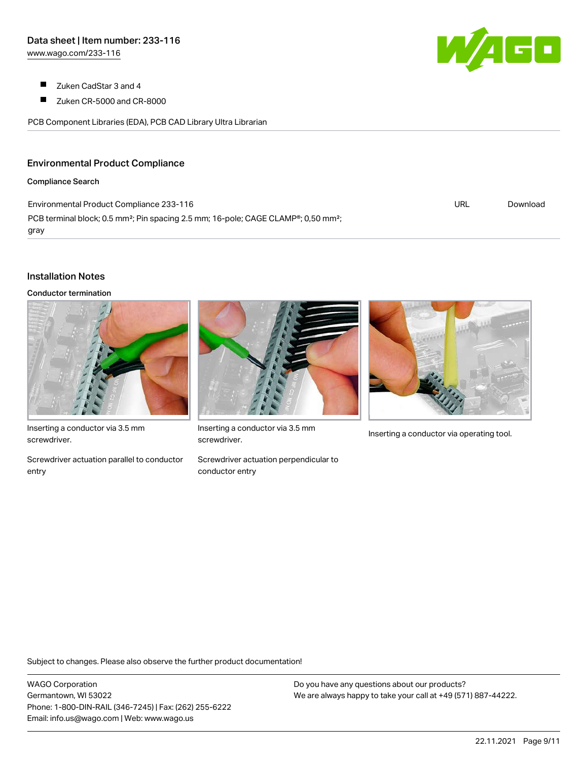- Zuken CadStar 3 and 4
- Zuken CR-5000 and CR-8000

PCB Component Libraries (EDA), PCB CAD Library Ultra Librarian

## Environmental Product Compliance

### Compliance Search

| | | |
|---|---|---|
| Environmental Product Compliance 233-116<br>PCB terminal block; 0.5 mm²; Pin spacing 2.5 mm; 16-pole; CAGE CLAMP®; 0,50 mm²; gray | URL | Download |

## Installation Notes

### Conductor termination

Inserting a conductor via 3.5 mm screwdriver.

Screwdriver actuation parallel to conductor entry

Inserting a conductor via 3.5 mm screwdriver.

Screwdriver actuation perpendicular to conductor entry

Inserting a conductor via operating tool.

Subject to changes. Please also observe the further product documentation!

WAGO Corporation
Germantown, WI 53022
Phone: 1-800-DIN-RAIL (346-7245) | Fax: (262) 255-6222
Email: info.us@wago.com | Web: www.wago.us

Do you have any questions about our products?
We are always happy to take your call at +49 (571) 887-44222.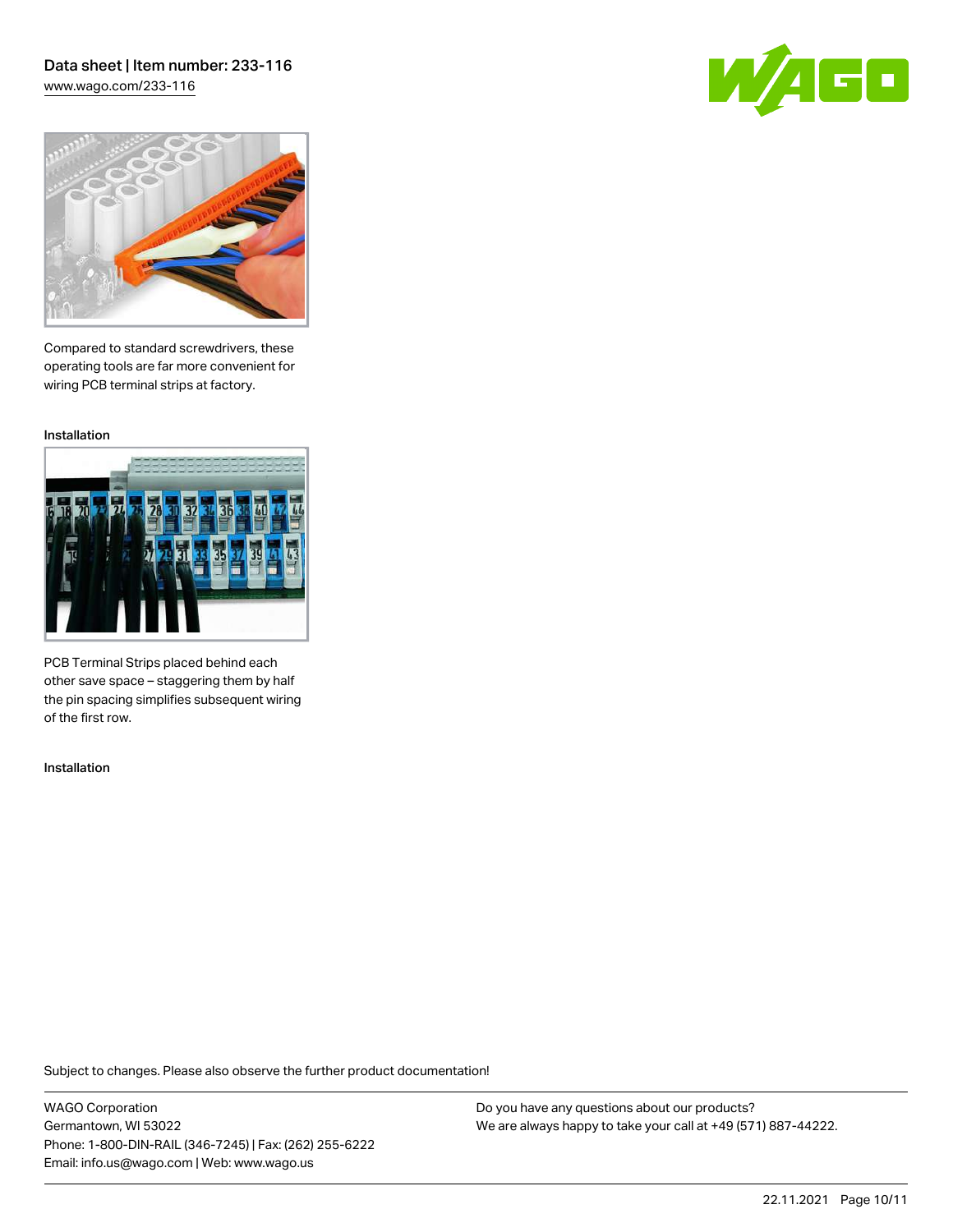Compared to standard screwdrivers, these operating tools are far more convenient for wiring PCB terminal strips at factory.

Installation

PCB Terminal Strips placed behind each other save space – staggering them by half the pin spacing simplifies subsequent wiring of the first row.

Installation

Subject to changes. Please also observe the further product documentation!

WAGO Corporation
Germantown, WI 53022
Phone: 1-800-DIN-RAIL (346-7245) | Fax: (262) 255-6222
Email: info.us@wago.com | Web: www.wago.us

Do you have any questions about our products?
We are always happy to take your call at +49 (571) 887-44222.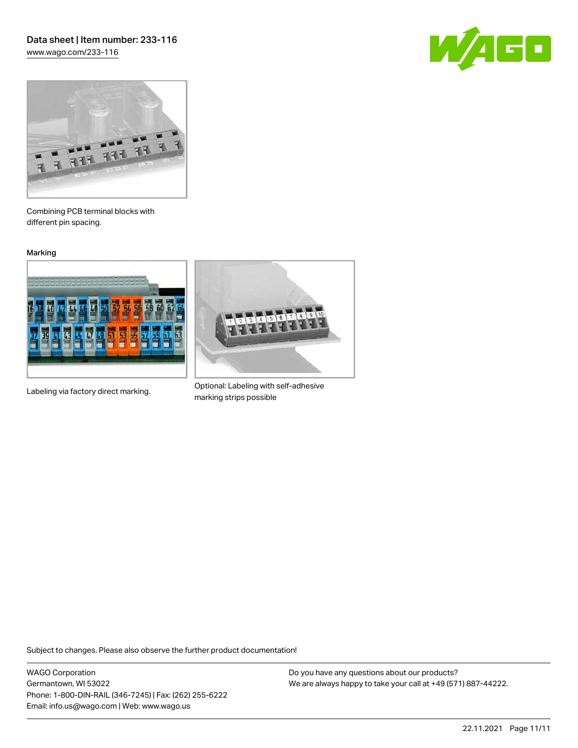Combining PCB terminal blocks with different pin spacing.

Marking

Labeling via factory direct marking.

Optional: Labeling with self-adhesive marking strips possible

Subject to changes. Please also observe the further product documentation!

WAGO Corporation
Germantown, WI 53022
Phone: 1-800-DIN-RAIL (346-7245) | Fax: (262) 255-6222
Email: info.us@wago.com | Web: www.wago.us

Do you have any questions about our products?
We are always happy to take your call at +49 (571) 887-44222.